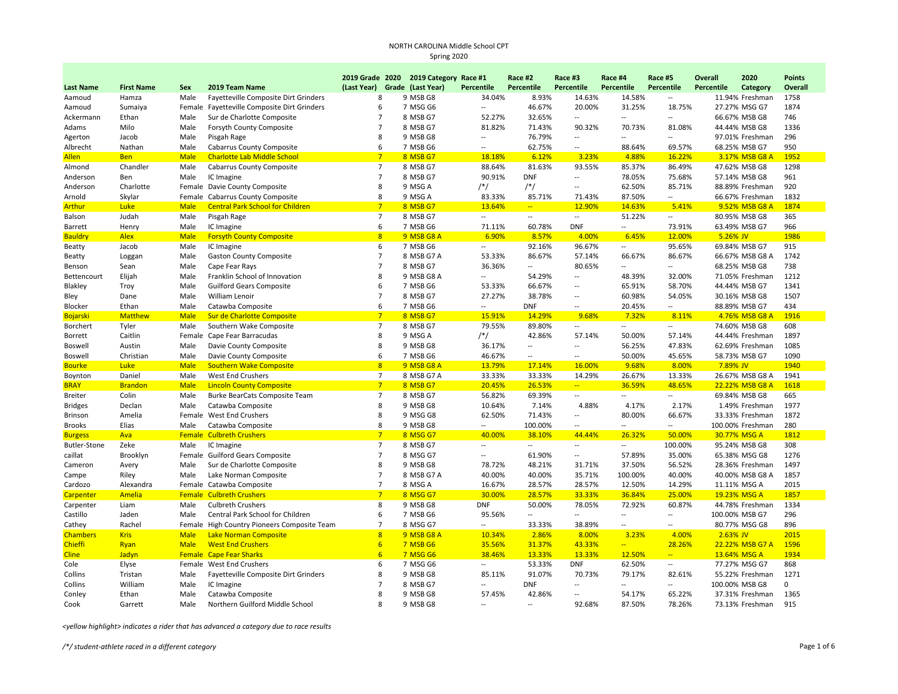NORTH CAROLINA Middle School CPT
Spring 2020

| Last Name | First Name | Sex | 2019 Team Name | 2019 Grade (Last Year) | 2020 Grade | 2019 Category (Last Year) | Race #1 Percentile | Race #2 Percentile | Race #3 Percentile | Race #4 Percentile | Race #5 Percentile | Overall Percentile | 2020 Category | Points Overall |
|---|---|---|---|---|---|---|---|---|---|---|---|---|---|---|
| Aamoud | Hamza | Male | Fayetteville Composite Dirt Grinders | 8 | 9 | MSB G8 | 34.04% | 8.93% | 14.63% | 14.58% | -- | 11.94% | Freshman | 1758 |
| Aamoud | Sumaiya | Female | Fayetteville Composite Dirt Grinders | 6 | 7 | MSG G6 | -- | 46.67% | 20.00% | 31.25% | 18.75% | 27.27% | MSG G7 | 1874 |
| Ackermann | Ethan | Male | Sur de Charlotte Composite | 7 | 8 | MSB G7 | 52.27% | 32.65% | -- | -- | -- | 66.67% | MSB G8 | 746 |
| Adams | Milo | Male | Forsyth County Composite | 7 | 8 | MSB G7 | 81.82% | 71.43% | 90.32% | 70.73% | 81.08% | 44.44% | MSB G8 | 1336 |
| Agerton | Jacob | Male | Pisgah Rage | 8 | 9 | MSB G8 | -- | 76.79% | -- | -- | -- | 97.01% | Freshman | 296 |
| Albrecht | Nathan | Male | Cabarrus County Composite | 6 | 7 | MSB G6 | -- | 62.75% | -- | 88.64% | 69.57% | 68.25% | MSB G7 | 950 |
| Allen | Ben | Male | Charlotte Lab Middle School | 7 | 8 | MSB G7 | 18.18% | 6.12% | 3.23% | 4.88% | 16.22% | 3.17% | MSB G8 A | 1952 |
| Almond | Chandler | Male | Cabarrus County Composite | 7 | 8 | MSB G7 | 88.64% | 81.63% | 93.55% | 85.37% | 86.49% | 47.62% | MSB G8 | 1298 |
| Anderson | Ben | Male | IC Imagine | 7 | 8 | MSB G7 | 90.91% | DNF | -- | 78.05% | 75.68% | 57.14% | MSB G8 | 961 |
| Anderson | Charlotte | Female | Davie County Composite | 8 | 9 | MSG A | /*/ | /*/ | -- | 62.50% | 85.71% | 88.89% | Freshman | 920 |
| Arnold | Skylar | Female | Cabarrus County Composite | 8 | 9 | MSG A | 83.33% | 85.71% | 71.43% | 87.50% | -- | 66.67% | Freshman | 1832 |
| Arthur | Luke | Male | Central Park School for Children | 7 | 8 | MSB G7 | 13.64% | -- | 12.90% | 14.63% | 5.41% | 9.52% | MSB G8 A | 1874 |
| Balson | Judah | Male | Pisgah Rage | 7 | 8 | MSB G7 | -- | -- | -- | 51.22% | -- | 80.95% | MSB G8 | 365 |
| Barrett | Henry | Male | IC Imagine | 6 | 7 | MSB G6 | 71.11% | 60.78% | DNF | -- | 73.91% | 63.49% | MSB G7 | 966 |
| Bauldry | Alex | Male | Forsyth County Composite | 8 | 9 | MSB G8 A | 6.90% | 8.57% | 4.00% | 6.45% | 12.00% | 5.26% | JV | 1986 |
| Beatty | Jacob | Male | IC Imagine | 6 | 7 | MSB G6 | -- | 92.16% | 96.67% | -- | 95.65% | 69.84% | MSB G7 | 915 |
| Beatty | Loggan | Male | Gaston County Composite | 7 | 8 | MSB G7 A | 53.33% | 86.67% | 57.14% | 66.67% | 86.67% | 66.67% | MSB G8 A | 1742 |
| Benson | Sean | Male | Cape Fear Rays | 7 | 8 | MSB G7 | 36.36% | -- | 80.65% | -- | -- | 68.25% | MSB G8 | 738 |
| Bettencourt | Elijah | Male | Franklin School of Innovation | 8 | 9 | MSB G8 A | -- | 54.29% | -- | 48.39% | 32.00% | 71.05% | Freshman | 1212 |
| Blakley | Troy | Male | Guilford Gears Composite | 6 | 7 | MSB G6 | 53.33% | 66.67% | -- | 65.91% | 58.70% | 44.44% | MSB G7 | 1341 |
| Bley | Dane | Male | William Lenoir | 7 | 8 | MSB G7 | 27.27% | 38.78% | -- | 60.98% | 54.05% | 30.16% | MSB G8 | 1507 |
| Blocker | Ethan | Male | Catawba Composite | 6 | 7 | MSB G6 | -- | DNF | -- | 20.45% | -- | 88.89% | MSB G7 | 434 |
| Bojarski | Matthew | Male | Sur de Charlotte Composite | 7 | 8 | MSB G7 | 15.91% | 14.29% | 9.68% | 7.32% | 8.11% | 4.76% | MSB G8 A | 1916 |
| Borchert | Tyler | Male | Southern Wake Composite | 7 | 8 | MSB G7 | 79.55% | 89.80% | -- | -- | -- | 74.60% | MSB G8 | 608 |
| Borrett | Caitlin | Female | Cape Fear Barracudas | 8 | 9 | MSG A | /*/ | 42.86% | 57.14% | 50.00% | 57.14% | 44.44% | Freshman | 1897 |
| Boswell | Austin | Male | Davie County Composite | 8 | 9 | MSB G8 | 36.17% | -- | -- | 56.25% | 47.83% | 62.69% | Freshman | 1085 |
| Boswell | Christian | Male | Davie County Composite | 6 | 7 | MSB G6 | 46.67% | -- | -- | 50.00% | 45.65% | 58.73% | MSB G7 | 1090 |
| Bourke | Luke | Male | Southern Wake Composite | 8 | 9 | MSB G8 A | 13.79% | 17.14% | 16.00% | 9.68% | 8.00% | 7.89% | JV | 1940 |
| Boynton | Daniel | Male | West End Crushers | 7 | 8 | MSB G7 A | 33.33% | 33.33% | 14.29% | 26.67% | 13.33% | 26.67% | MSB G8 A | 1941 |
| BRAY | Brandon | Male | Lincoln County Composite | 7 | 8 | MSB G7 | 20.45% | 26.53% | -- | 36.59% | 48.65% | 22.22% | MSB G8 A | 1618 |
| Breiter | Colin | Male | Burke BearCats Composite Team | 7 | 8 | MSB G7 | 56.82% | 69.39% | -- | -- | -- | 69.84% | MSB G8 | 665 |
| Bridges | Declan | Male | Catawba Composite | 8 | 9 | MSB G8 | 10.64% | 7.14% | 4.88% | 4.17% | 2.17% | 1.49% | Freshman | 1977 |
| Brinson | Amelia | Female | West End Crushers | 8 | 9 | MSG G8 | 62.50% | 71.43% | -- | 80.00% | 66.67% | 33.33% | Freshman | 1872 |
| Brooks | Elias | Male | Catawba Composite | 8 | 9 | MSB G8 | -- | 100.00% | -- | -- | -- | 100.00% | Freshman | 280 |
| Burgess | Ava | Female | Culbreth Crushers | 7 | 8 | MSG G7 | 40.00% | 38.10% | 44.44% | 26.32% | 50.00% | 30.77% | MSG A | 1812 |
| Butler-Stone | Zeke | Male | IC Imagine | 7 | 8 | MSB G7 | -- | -- | -- | -- | 100.00% | 95.24% | MSB G8 | 308 |
| caillat | Brooklyn | Female | Guilford Gears Composite | 7 | 8 | MSG G7 | -- | 61.90% | -- | 57.89% | 35.00% | 65.38% | MSG G8 | 1276 |
| Cameron | Avery | Male | Sur de Charlotte Composite | 8 | 9 | MSB G8 | 78.72% | 48.21% | 31.71% | 37.50% | 56.52% | 28.36% | Freshman | 1497 |
| Campe | Riley | Male | Lake Norman Composite | 7 | 8 | MSB G7 A | 40.00% | 40.00% | 35.71% | 100.00% | 40.00% | 40.00% | MSB G8 A | 1857 |
| Cardozo | Alexandra | Female | Catawba Composite | 7 | 8 | MSG A | 16.67% | 28.57% | 28.57% | 12.50% | 14.29% | 11.11% | MSG A | 2015 |
| Carpenter | Amelia | Female | Culbreth Crushers | 7 | 8 | MSG G7 | 30.00% | 28.57% | 33.33% | 36.84% | 25.00% | 19.23% | MSG A | 1857 |
| Carpenter | Liam | Male | Culbreth Crushers | 8 | 9 | MSB G8 | DNF | 50.00% | 78.05% | 72.92% | 60.87% | 44.78% | Freshman | 1334 |
| Castillo | Jaden | Male | Central Park School for Children | 6 | 7 | MSB G6 | 95.56% | -- | -- | -- | -- | 100.00% | MSB G7 | 296 |
| Cathey | Rachel | Female | High Country Pioneers Composite Team | 7 | 8 | MSG G7 | -- | 33.33% | 38.89% | -- | -- | 80.77% | MSG G8 | 896 |
| Chambers | Kris | Male | Lake Norman Composite | 8 | 9 | MSB G8 A | 10.34% | 2.86% | 8.00% | 3.23% | 4.00% | 2.63% | JV | 2015 |
| Chieffi | Ryan | Male | West End Crushers | 6 | 7 | MSB G6 | 35.56% | 31.37% | 43.33% | -- | 28.26% | 22.22% | MSB G7 A | 1596 |
| Cline | Jadyn | Female | Cape Fear Sharks | 6 | 7 | MSG G6 | 38.46% | 13.33% | 13.33% | 12.50% | -- | 13.64% | MSG A | 1934 |
| Cole | Elyse | Female | West End Crushers | 6 | 7 | MSG G6 | -- | 53.33% | DNF | 62.50% | -- | 77.27% | MSG G7 | 868 |
| Collins | Tristan | Male | Fayetteville Composite Dirt Grinders | 8 | 9 | MSB G8 | 85.11% | 91.07% | 70.73% | 79.17% | 82.61% | 55.22% | Freshman | 1271 |
| Collins | William | Male | IC Imagine | 7 | 8 | MSB G7 | -- | DNF | -- | -- | -- | 100.00% | MSB G8 | 0 |
| Conley | Ethan | Male | Catawba Composite | 8 | 9 | MSB G8 | 57.45% | 42.86% | -- | 54.17% | 65.22% | 37.31% | Freshman | 1365 |
| Cook | Garrett | Male | Northern Guilford Middle School | 8 | 9 | MSB G8 | -- | -- | 92.68% | 87.50% | 78.26% | 73.13% | Freshman | 915 |

*<yellow highlight> indicates a rider that has advanced a category due to race results*

*/*/ student-athlete raced in a different category*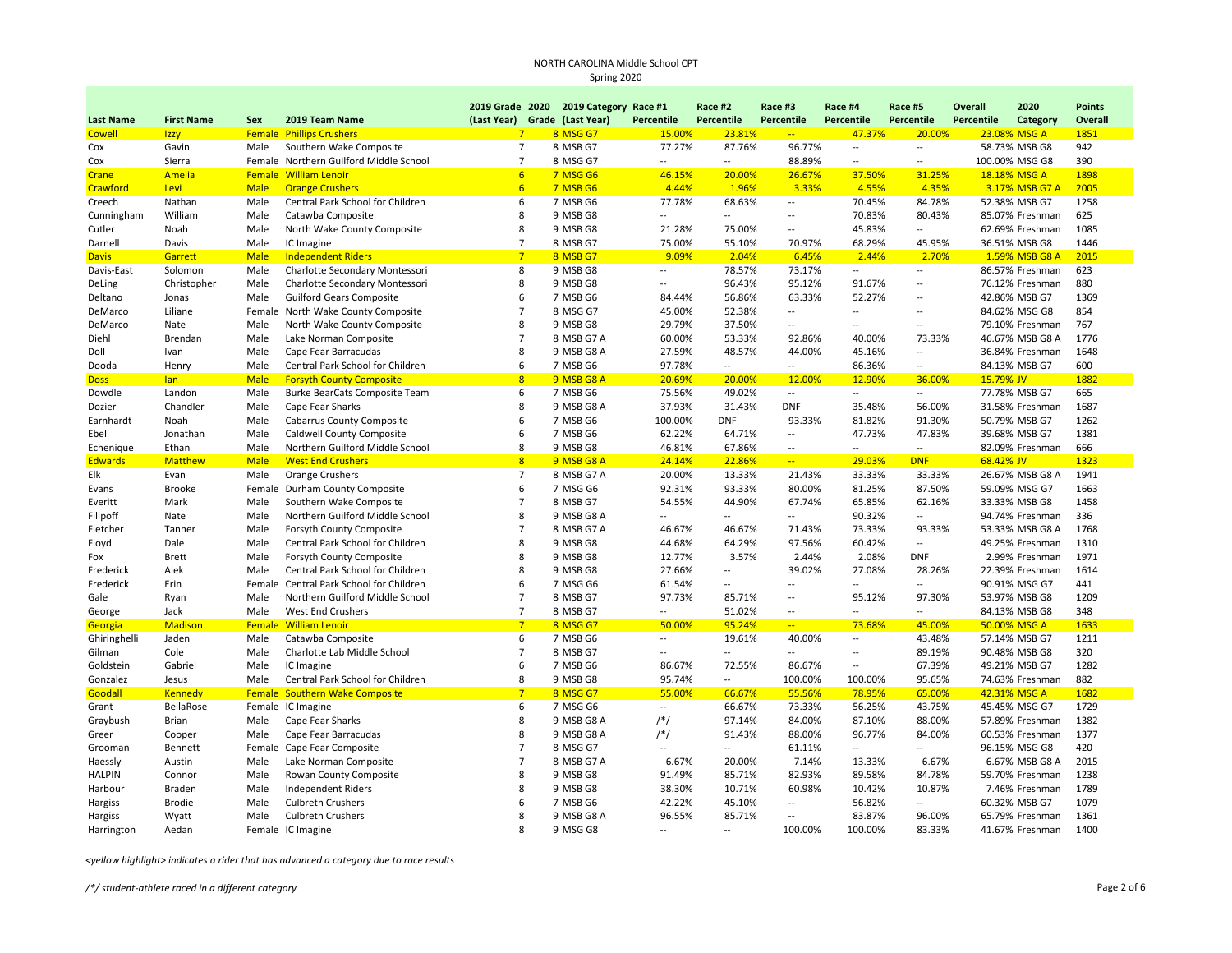NORTH CAROLINA Middle School CPT
Spring 2020

| Last Name | First Name | Sex | 2019 Team Name | 2019 Grade (Last Year) | 2020 Grade | 2019 Category (Last Year) | Race #1 Percentile | Race #2 Percentile | Race #3 Percentile | Race #4 Percentile | Race #5 Percentile | Overall Percentile | 2020 Category | Points Overall |
|---|---|---|---|---|---|---|---|---|---|---|---|---|---|---|
| Cowell | Izzy | Female | Phillips Crushers | 7 | 8 | MSG G7 | 15.00% | 23.81% | -- | 47.37% | 20.00% | 23.08% | MSG A | 1851 |
| Cox | Gavin | Male | Southern Wake Composite | 7 | 8 | MSB G7 | 77.27% | 87.76% | 96.77% | -- | -- | 58.73% | MSB G8 | 942 |
| Cox | Sierra | Female | Northern Guilford Middle School | 7 | 8 | MSG G7 | -- | -- | 88.89% | -- | -- | 100.00% | MSG G8 | 390 |
| Crane | Amelia | Female | William Lenoir | 6 | 7 | MSG G6 | 46.15% | 20.00% | 26.67% | 37.50% | 31.25% | 18.18% | MSG A | 1898 |
| Crawford | Levi | Male | Orange Crushers | 6 | 7 | MSB G6 | 4.44% | 1.96% | 3.33% | 4.55% | 4.35% | 3.17% | MSB G7 A | 2005 |
| Creech | Nathan | Male | Central Park School for Children | 6 | 7 | MSB G6 | 77.78% | 68.63% | -- | 70.45% | 84.78% | 52.38% | MSB G7 | 1258 |
| Cunningham | William | Male | Catawba Composite | 8 | 9 | MSB G8 | -- | -- | -- | 70.83% | 80.43% | 85.07% | Freshman | 625 |
| Cutler | Noah | Male | North Wake County Composite | 8 | 9 | MSB G8 | 21.28% | 75.00% | -- | 45.83% | -- | 62.69% | Freshman | 1085 |
| Darnell | Davis | Male | IC Imagine | 7 | 8 | MSB G7 | 75.00% | 55.10% | 70.97% | 68.29% | 45.95% | 36.51% | MSB G8 | 1446 |
| Davis | Garrett | Male | Independent Riders | 7 | 8 | MSB G7 | 9.09% | 2.04% | 6.45% | 2.44% | 2.70% | 1.59% | MSB G8 A | 2015 |
| Davis-East | Solomon | Male | Charlotte Secondary Montessori | 8 | 9 | MSB G8 | -- | 78.57% | 73.17% | -- | -- | 86.57% | Freshman | 623 |
| DeLing | Christopher | Male | Charlotte Secondary Montessori | 8 | 9 | MSB G8 | -- | 96.43% | 95.12% | 91.67% | -- | 76.12% | Freshman | 880 |
| Deltano | Jonas | Male | Guilford Gears Composite | 6 | 7 | MSB G6 | 84.44% | 56.86% | 63.33% | 52.27% | -- | 42.86% | MSB G7 | 1369 |
| DeMarco | Liliane | Female | North Wake County Composite | 7 | 8 | MSG G7 | 45.00% | 52.38% | -- | -- | -- | 84.62% | MSG G8 | 854 |
| DeMarco | Nate | Male | North Wake County Composite | 8 | 9 | MSB G8 | 29.79% | 37.50% | -- | -- | -- | 79.10% | Freshman | 767 |
| Diehl | Brendan | Male | Lake Norman Composite | 7 | 8 | MSB G7 A | 60.00% | 53.33% | 92.86% | 40.00% | 73.33% | 46.67% | MSB G8 A | 1776 |
| Doll | Ivan | Male | Cape Fear Barracudas | 8 | 9 | MSB G8 A | 27.59% | 48.57% | 44.00% | 45.16% | -- | 36.84% | Freshman | 1648 |
| Dooda | Henry | Male | Central Park School for Children | 6 | 7 | MSB G6 | 97.78% | -- | -- | 86.36% | -- | 84.13% | MSB G7 | 600 |
| Doss | Ian | Male | Forsyth County Composite | 8 | 9 | MSB G8 A | 20.69% | 20.00% | 12.00% | 12.90% | 36.00% | 15.79% | JV | 1882 |
| Dowdle | Landon | Male | Burke BearCats Composite Team | 6 | 7 | MSB G6 | 75.56% | 49.02% | -- | -- | -- | 77.78% | MSB G7 | 665 |
| Dozier | Chandler | Male | Cape Fear Sharks | 8 | 9 | MSB G8 A | 37.93% | 31.43% | DNF | 35.48% | 56.00% | 31.58% | Freshman | 1687 |
| Earnhardt | Noah | Male | Cabarrus County Composite | 6 | 7 | MSB G6 | 100.00% | DNF | 93.33% | 81.82% | 91.30% | 50.79% | MSB G7 | 1262 |
| Ebel | Jonathan | Male | Caldwell County Composite | 6 | 7 | MSB G6 | 62.22% | 64.71% | -- | 47.73% | 47.83% | 39.68% | MSB G7 | 1381 |
| Echenique | Ethan | Male | Northern Guilford Middle School | 8 | 9 | MSB G8 | 46.81% | 67.86% | -- | -- | -- | 82.09% | Freshman | 666 |
| Edwards | Matthew | Male | West End Crushers | 8 | 9 | MSB G8 A | 24.14% | 22.86% | -- | 29.03% | DNF | 68.42% | JV | 1323 |
| Elk | Evan | Male | Orange Crushers | 7 | 8 | MSB G7 A | 20.00% | 13.33% | 21.43% | 33.33% | 33.33% | 26.67% | MSB G8 A | 1941 |
| Evans | Brooke | Female | Durham County Composite | 6 | 7 | MSG G6 | 92.31% | 93.33% | 80.00% | 81.25% | 87.50% | 59.09% | MSG G7 | 1663 |
| Everitt | Mark | Male | Southern Wake Composite | 7 | 8 | MSB G7 | 54.55% | 44.90% | 67.74% | 65.85% | 62.16% | 33.33% | MSB G8 | 1458 |
| Filipoff | Nate | Male | Northern Guilford Middle School | 8 | 9 | MSB G8 A | -- | -- | -- | 90.32% | -- | 94.74% | Freshman | 336 |
| Fletcher | Tanner | Male | Forsyth County Composite | 7 | 8 | MSB G7 A | 46.67% | 46.67% | 71.43% | 73.33% | 93.33% | 53.33% | MSB G8 A | 1768 |
| Floyd | Dale | Male | Central Park School for Children | 8 | 9 | MSB G8 | 44.68% | 64.29% | 97.56% | 60.42% | -- | 49.25% | Freshman | 1310 |
| Fox | Brett | Male | Forsyth County Composite | 8 | 9 | MSB G8 | 12.77% | 3.57% | 2.44% | 2.08% | DNF | 2.99% | Freshman | 1971 |
| Frederick | Alek | Male | Central Park School for Children | 8 | 9 | MSB G8 | 27.66% | -- | 39.02% | 27.08% | 28.26% | 22.39% | Freshman | 1614 |
| Frederick | Erin | Female | Central Park School for Children | 6 | 7 | MSG G6 | 61.54% | -- | -- | -- | -- | 90.91% | MSG G7 | 441 |
| Gale | Ryan | Male | Northern Guilford Middle School | 7 | 8 | MSB G7 | 97.73% | 85.71% | -- | 95.12% | 97.30% | 53.97% | MSB G8 | 1209 |
| George | Jack | Male | West End Crushers | 7 | 8 | MSB G7 | -- | 51.02% | -- | -- | -- | 84.13% | MSB G8 | 348 |
| Georgia | Madison | Female | William Lenoir | 7 | 8 | MSG G7 | 50.00% | 95.24% | -- | 73.68% | 45.00% | 50.00% | MSG A | 1633 |
| Ghiringhelli | Jaden | Male | Catawba Composite | 6 | 7 | MSB G6 | -- | 19.61% | 40.00% | -- | 43.48% | 57.14% | MSB G7 | 1211 |
| Gilman | Cole | Male | Charlotte Lab Middle School | 7 | 8 | MSB G7 | -- | -- | -- | -- | 89.19% | 90.48% | MSB G8 | 320 |
| Goldstein | Gabriel | Male | IC Imagine | 6 | 7 | MSB G6 | 86.67% | 72.55% | 86.67% | -- | 67.39% | 49.21% | MSB G7 | 1282 |
| Gonzalez | Jesus | Male | Central Park School for Children | 8 | 9 | MSB G8 | 95.74% | -- | 100.00% | 100.00% | 95.65% | 74.63% | Freshman | 882 |
| Goodall | Kennedy | Female | Southern Wake Composite | 7 | 8 | MSG G7 | 55.00% | 66.67% | 55.56% | 78.95% | 65.00% | 42.31% | MSG A | 1682 |
| Grant | BellaRose | Female | IC Imagine | 6 | 7 | MSG G6 | -- | 66.67% | 73.33% | 56.25% | 43.75% | 45.45% | MSG G7 | 1729 |
| Graybush | Brian | Male | Cape Fear Sharks | 8 | 9 | MSB G8 A | /*/ | 97.14% | 84.00% | 87.10% | 88.00% | 57.89% | Freshman | 1382 |
| Greer | Cooper | Male | Cape Fear Barracudas | 8 | 9 | MSB G8 A | /*/ | 91.43% | 88.00% | 96.77% | 84.00% | 60.53% | Freshman | 1377 |
| Grooman | Bennett | Female | Cape Fear Composite | 7 | 8 | MSG G7 | -- | -- | 61.11% | -- | -- | 96.15% | MSG G8 | 420 |
| Haessly | Austin | Male | Lake Norman Composite | 7 | 8 | MSB G7 A | 6.67% | 20.00% | 7.14% | 13.33% | 6.67% | 6.67% | MSB G8 A | 2015 |
| HALPIN | Connor | Male | Rowan County Composite | 8 | 9 | MSB G8 | 91.49% | 85.71% | 82.93% | 89.58% | 84.78% | 59.70% | Freshman | 1238 |
| Harbour | Braden | Male | Independent Riders | 8 | 9 | MSB G8 | 38.30% | 10.71% | 60.98% | 10.42% | 10.87% | 7.46% | Freshman | 1789 |
| Hargiss | Brodie | Male | Culbreth Crushers | 6 | 7 | MSB G6 | 42.22% | 45.10% | -- | 56.82% | -- | 60.32% | MSB G7 | 1079 |
| Hargiss | Wyatt | Male | Culbreth Crushers | 8 | 9 | MSB G8 A | 96.55% | 85.71% | -- | 83.87% | 96.00% | 65.79% | Freshman | 1361 |
| Harrington | Aedan | Female | IC Imagine | 8 | 9 | MSG G8 | -- | -- | 100.00% | 100.00% | 83.33% | 41.67% | Freshman | 1400 |

*<yellow highlight> indicates a rider that has advanced a category due to race results*

*/*/ student-athlete raced in a different category*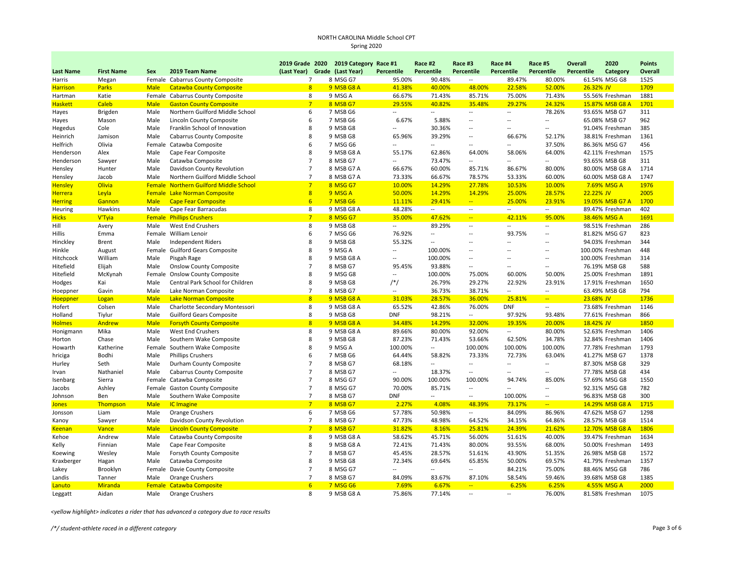NORTH CAROLINA Middle School CPT
Spring 2020

| Last Name | First Name | Sex | 2019 Team Name | 2019 Grade (Last Year) | 2020 Grade | 2019 Category (Last Year) | Race #1 Percentile | Race #2 Percentile | Race #3 Percentile | Race #4 Percentile | Race #5 Percentile | Overall Percentile | 2020 Category | Points Overall |
|---|---|---|---|---|---|---|---|---|---|---|---|---|---|---|
| Harris | Megan | Female | Cabarrus County Composite | 7 | 8 | MSG G7 | 95.00% | 90.48% | -- | 89.47% | 80.00% | 61.54% | MSG G8 | 1525 |
| Harrison | Parks | Male | Catawba County Composite | 8 | 9 | MSB G8 A | 41.38% | 40.00% | 48.00% | 22.58% | 52.00% | 26.32% | JV | 1709 |
| Hartman | Katie | Female | Cabarrus County Composite | 8 | 9 | MSG A | 66.67% | 71.43% | 85.71% | 75.00% | 71.43% | 55.56% | Freshman | 1881 |
| Haskett | Caleb | Male | Gaston County Composite | 7 | 8 | MSB G7 | 29.55% | 40.82% | 35.48% | 29.27% | 24.32% | 15.87% | MSB G8 A | 1701 |
| Hayes | Brigden | Male | Northern Guilford Middle School | 6 | 7 | MSB G6 | -- | -- | -- | -- | 78.26% | 93.65% | MSB G7 | 311 |
| Hayes | Mason | Male | Lincoln County Composite | 6 | 7 | MSB G6 | 6.67% | 5.88% | -- | -- | -- | 65.08% | MSB G7 | 962 |
| Hegedus | Cole | Male | Franklin School of Innovation | 8 | 9 | MSB G8 | -- | 30.36% | -- | -- | -- | 91.04% | Freshman | 385 |
| Heinrich | Jamison | Male | Cabarrus County Composite | 8 | 9 | MSB G8 | 65.96% | 39.29% | -- | 66.67% | 52.17% | 38.81% | Freshman | 1361 |
| Helfrich | Olivia | Female | Catawba Composite | 6 | 7 | MSG G6 | -- | -- | -- | -- | 37.50% | 86.36% | MSG G7 | 456 |
| Henderson | Alex | Male | Cape Fear Composite | 8 | 9 | MSB G8 A | 55.17% | 62.86% | 64.00% | 58.06% | 64.00% | 42.11% | Freshman | 1575 |
| Henderson | Sawyer | Male | Catawba Composite | 7 | 8 | MSB G7 | -- | 73.47% | -- | -- | -- | 93.65% | MSB G8 | 311 |
| Hensley | Hunter | Male | Davidson County Revolution | 7 | 8 | MSB G7 A | 66.67% | 60.00% | 85.71% | 86.67% | 80.00% | 80.00% | MSB G8 A | 1714 |
| Hensley | Jacob | Male | Northern Guilford Middle School | 7 | 8 | MSB G7 A | 73.33% | 66.67% | 78.57% | 53.33% | 60.00% | 60.00% | MSB G8 A | 1747 |
| Hensley | Olivia | Female | Northern Guilford Middle School | 7 | 8 | MSG G7 | 10.00% | 14.29% | 27.78% | 10.53% | 10.00% | 7.69% | MSG A | 1976 |
| Herrera | Leyla | Female | Lake Norman Composite | 8 | 9 | MSG A | 50.00% | 14.29% | 14.29% | 25.00% | 28.57% | 22.22% | JV | 2005 |
| Herring | Gannon | Male | Cape Fear Composite | 6 | 7 | MSB G6 | 11.11% | 29.41% | -- | 25.00% | 23.91% | 19.05% | MSB G7 A | 1700 |
| Heuring | Hawkins | Male | Cape Fear Barracudas | 8 | 9 | MSB G8 A | 48.28% | -- | -- | -- | -- | 89.47% | Freshman | 402 |
| Hicks | V'Tyia | Female | Phillips Crushers | 7 | 8 | MSG G7 | 35.00% | 47.62% | -- | 42.11% | 95.00% | 38.46% | MSG A | 1691 |
| Hill | Avery | Male | West End Crushers | 8 | 9 | MSB G8 | -- | 89.29% | -- | -- | -- | 98.51% | Freshman | 286 |
| Hillis | Emma | Female | William Lenoir | 6 | 7 | MSG G6 | 76.92% | -- | -- | 93.75% | -- | 81.82% | MSG G7 | 823 |
| Hinckley | Brent | Male | Independent Riders | 8 | 9 | MSB G8 | 55.32% | -- | -- | -- | -- | 94.03% | Freshman | 344 |
| Hinkle | August | Female | Guilford Gears Composite | 8 | 9 | MSG A | -- | 100.00% | -- | -- | -- | 100.00% | Freshman | 448 |
| Hitchcock | William | Male | Pisgah Rage | 8 | 9 | MSB G8 A | -- | 100.00% | -- | -- | -- | 100.00% | Freshman | 314 |
| Hitefield | Elijah | Male | Onslow County Composite | 7 | 8 | MSB G7 | 95.45% | 93.88% | -- | -- | -- | 76.19% | MSB G8 | 588 |
| Hitefield | McKynah | Female | Onslow County Composite | 8 | 9 | MSG G8 | -- | 100.00% | 75.00% | 60.00% | 50.00% | 25.00% | Freshman | 1891 |
| Hodges | Kai | Male | Central Park School for Children | 8 | 9 | MSB G8 | /*/ | 26.79% | 29.27% | 22.92% | 23.91% | 17.91% | Freshman | 1650 |
| Hoeppner | Gavin | Male | Lake Norman Composite | 7 | 8 | MSB G7 | -- | 36.73% | 38.71% | -- | -- | 63.49% | MSB G8 | 794 |
| Hoeppner | Logan | Male | Lake Norman Composite | 8 | 9 | MSB G8 A | 31.03% | 28.57% | 36.00% | 25.81% | -- | 23.68% | JV | 1736 |
| Hofert | Colsen | Male | Charlotte Secondary Montessori | 8 | 9 | MSB G8 A | 65.52% | 42.86% | 76.00% | DNF | -- | 73.68% | Freshman | 1146 |
| Holland | Tiylur | Male | Guilford Gears Composite | 8 | 9 | MSB G8 | DNF | 98.21% | -- | 97.92% | 93.48% | 77.61% | Freshman | 866 |
| Holmes | Andrew | Male | Forsyth County Composite | 8 | 9 | MSB G8 A | 34.48% | 14.29% | 32.00% | 19.35% | 20.00% | 18.42% | JV | 1850 |
| Honigmann | Mika | Male | West End Crushers | 8 | 9 | MSB G8 A | 89.66% | 80.00% | 92.00% | -- | 80.00% | 52.63% | Freshman | 1406 |
| Horton | Chase | Male | Southern Wake Composite | 8 | 9 | MSB G8 | 87.23% | 71.43% | 53.66% | 62.50% | 34.78% | 32.84% | Freshman | 1406 |
| Howarth | Katherine | Female | Southern Wake Composite | 8 | 9 | MSG A | 100.00% | -- | 100.00% | 100.00% | 100.00% | 77.78% | Freshman | 1793 |
| hriciga | Bodhi | Male | Phillips Crushers | 6 | 7 | MSB G6 | 64.44% | 58.82% | 73.33% | 72.73% | 63.04% | 41.27% | MSB G7 | 1378 |
| Hurley | Seth | Male | Durham County Composite | 7 | 8 | MSB G7 | 68.18% | -- | -- | -- | -- | 87.30% | MSB G8 | 329 |
| Irvan | Nathaniel | Male | Cabarrus County Composite | 7 | 8 | MSB G7 | -- | 18.37% | -- | -- | -- | 77.78% | MSB G8 | 434 |
| Isenbarg | Sierra | Female | Catawba Composite | 7 | 8 | MSG G7 | 90.00% | 100.00% | 100.00% | 94.74% | 85.00% | 57.69% | MSG G8 | 1550 |
| Jacobs | Ashley | Female | Gaston County Composite | 7 | 8 | MSG G7 | 70.00% | 85.71% | -- | -- | -- | 92.31% | MSG G8 | 782 |
| Johnson | Ben | Male | Southern Wake Composite | 7 | 8 | MSB G7 | DNF | -- | -- | 100.00% | -- | 96.83% | MSB G8 | 300 |
| Jones | Thompson | Male | IC Imagine | 7 | 8 | MSB G7 | 2.27% | 4.08% | 48.39% | 73.17% | -- | 14.29% | MSB G8 A | 1715 |
| Jonsson | Liam | Male | Orange Crushers | 6 | 7 | MSB G6 | 57.78% | 50.98% | -- | 84.09% | 86.96% | 47.62% | MSB G7 | 1298 |
| Kanoy | Sawyer | Male | Davidson County Revolution | 7 | 8 | MSB G7 | 47.73% | 48.98% | 64.52% | 34.15% | 64.86% | 28.57% | MSB G8 | 1514 |
| Keenan | Vance | Male | Lincoln County Composite | 7 | 8 | MSB G7 | 31.82% | 8.16% | 25.81% | 24.39% | 21.62% | 12.70% | MSB G8 A | 1806 |
| Kehoe | Andrew | Male | Catawba County Composite | 8 | 9 | MSB G8 A | 58.62% | 45.71% | 56.00% | 51.61% | 40.00% | 39.47% | Freshman | 1634 |
| Kelly | Finnian | Male | Cape Fear Composite | 8 | 9 | MSB G8 A | 72.41% | 71.43% | 80.00% | 93.55% | 68.00% | 50.00% | Freshman | 1493 |
| Koewing | Wesley | Male | Forsyth County Composite | 7 | 8 | MSB G7 | 45.45% | 28.57% | 51.61% | 43.90% | 51.35% | 26.98% | MSB G8 | 1572 |
| Kraxberger | Hagan | Male | Catawba Composite | 8 | 9 | MSB G8 | 72.34% | 69.64% | 65.85% | 50.00% | 69.57% | 41.79% | Freshman | 1357 |
| Lakey | Brooklyn | Female | Davie County Composite | 7 | 8 | MSG G7 | -- | -- | -- | 84.21% | 75.00% | 88.46% | MSG G8 | 786 |
| Landis | Tanner | Male | Orange Crushers | 7 | 8 | MSB G7 | 84.09% | 83.67% | 87.10% | 58.54% | 59.46% | 39.68% | MSB G8 | 1385 |
| Lanuto | Miranda | Female | Catawba Composite | 6 | 7 | MSG G6 | 7.69% | 6.67% | -- | 6.25% | 6.25% | 4.55% | MSG A | 2000 |
| Leggatt | Aidan | Male | Orange Crushers | 8 | 9 | MSB G8 A | 75.86% | 77.14% | -- | -- | 76.00% | 81.58% | Freshman | 1075 |

*<yellow highlight> indicates a rider that has advanced a category due to race results*

*/*/ student-athlete raced in a different category*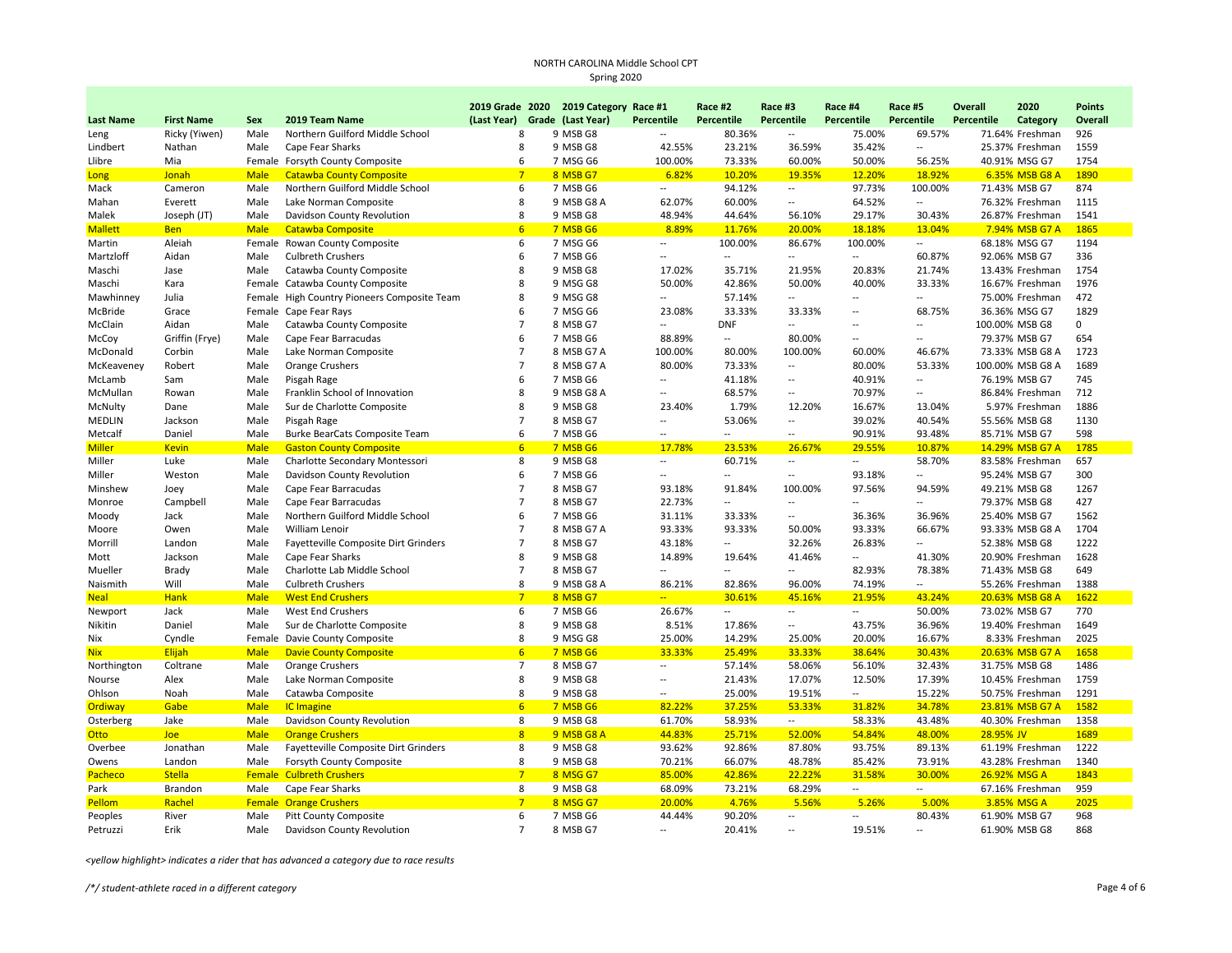NORTH CAROLINA Middle School CPT

Spring 2020

| Last Name | First Name | Sex | 2019 Team Name | 2019 Grade (Last Year) | 2020 Grade | 2019 Category (Last Year) | Race #1 Percentile | Race #2 Percentile | Race #3 Percentile | Race #4 Percentile | Race #5 Percentile | Overall Percentile | 2020 Category | Points Overall |
|---|---|---|---|---|---|---|---|---|---|---|---|---|---|---|
| Leng | Ricky (Yiwen) | Male | Northern Guilford Middle School | 8 | 9 | MSB G8 | -- | 80.36% | -- | 75.00% | 69.57% | 71.64% | Freshman | 926 |
| Lindbert | Nathan | Male | Cape Fear Sharks | 8 | 9 | MSB G8 | 42.55% | 23.21% | 36.59% | 35.42% | -- | 25.37% | Freshman | 1559 |
| Llibre | Mia | Female | Forsyth County Composite | 6 | 7 | MSG G6 | 100.00% | 73.33% | 60.00% | 50.00% | 56.25% | 40.91% | MSG G7 | 1754 |
| Long | Jonah | Male | Catawba County Composite | 7 | 8 | MSB G7 | 6.82% | 10.20% | 19.35% | 12.20% | 18.92% | 6.35% | MSB G8 A | 1890 |
| Mack | Cameron | Male | Northern Guilford Middle School | 6 | 7 | MSB G6 | -- | 94.12% | -- | 97.73% | 100.00% | 71.43% | MSB G7 | 874 |
| Mahan | Everett | Male | Lake Norman Composite | 8 | 9 | MSB G8 A | 62.07% | 60.00% | -- | 64.52% | -- | 76.32% | Freshman | 1115 |
| Malek | Joseph (JT) | Male | Davidson County Revolution | 8 | 9 | MSB G8 | 48.94% | 44.64% | 56.10% | 29.17% | 30.43% | 26.87% | Freshman | 1541 |
| Mallett | Ben | Male | Catawba Composite | 6 | 7 | MSB G6 | 8.89% | 11.76% | 20.00% | 18.18% | 13.04% | 7.94% | MSB G7 A | 1865 |
| Martin | Aleiah | Female | Rowan County Composite | 6 | 7 | MSG G6 | -- | 100.00% | 86.67% | 100.00% | -- | 68.18% | MSG G7 | 1194 |
| Martzloff | Aidan | Male | Culbreth Crushers | 6 | 7 | MSB G6 | -- | -- | -- | -- | 60.87% | 92.06% | MSB G7 | 336 |
| Maschi | Jase | Male | Catawba County Composite | 8 | 9 | MSB G8 | 17.02% | 35.71% | 21.95% | 20.83% | 21.74% | 13.43% | Freshman | 1754 |
| Maschi | Kara | Female | Catawba County Composite | 8 | 9 | MSG G8 | 50.00% | 42.86% | 50.00% | 40.00% | 33.33% | 16.67% | Freshman | 1976 |
| Mawhinney | Julia | Female | High Country Pioneers Composite Team | 8 | 9 | MSG G8 | -- | 57.14% | -- | -- | -- | 75.00% | Freshman | 472 |
| McBride | Grace | Female | Cape Fear Rays | 6 | 7 | MSG G6 | 23.08% | 33.33% | 33.33% | -- | 68.75% | 36.36% | MSG G7 | 1829 |
| McClain | Aidan | Male | Catawba County Composite | 7 | 8 | MSB G7 | -- | DNF | -- | -- | -- | 100.00% | MSB G8 | 0 |
| McCoy | Griffin (Frye) | Male | Cape Fear Barracudas | 6 | 7 | MSB G6 | 88.89% | -- | 80.00% | -- | -- | 79.37% | MSB G7 | 654 |
| McDonald | Corbin | Male | Lake Norman Composite | 7 | 8 | MSB G7 A | 100.00% | 80.00% | 100.00% | 60.00% | 46.67% | 73.33% | MSB G8 A | 1723 |
| McKeaveney | Robert | Male | Orange Crushers | 7 | 8 | MSB G7 A | 80.00% | 73.33% | -- | 80.00% | 53.33% | 100.00% | MSB G8 A | 1689 |
| McLamb | Sam | Male | Pisgah Rage | 6 | 7 | MSB G6 | -- | 41.18% | -- | 40.91% | -- | 76.19% | MSB G7 | 745 |
| McMullan | Rowan | Male | Franklin School of Innovation | 8 | 9 | MSB G8 A | -- | 68.57% | -- | 70.97% | -- | 86.84% | Freshman | 712 |
| McNulty | Dane | Male | Sur de Charlotte Composite | 8 | 9 | MSB G8 | 23.40% | 1.79% | 12.20% | 16.67% | 13.04% | 5.97% | Freshman | 1886 |
| MEDLIN | Jackson | Male | Pisgah Rage | 7 | 8 | MSB G7 | -- | 53.06% | -- | 39.02% | 40.54% | 55.56% | MSB G8 | 1130 |
| Metcalf | Daniel | Male | Burke BearCats Composite Team | 6 | 7 | MSB G6 | -- | -- | -- | 90.91% | 93.48% | 85.71% | MSB G7 | 598 |
| Miller | Kevin | Male | Gaston County Composite | 6 | 7 | MSB G6 | 17.78% | 23.53% | 26.67% | 29.55% | 10.87% | 14.29% | MSB G7 A | 1785 |
| Miller | Luke | Male | Charlotte Secondary Montessori | 8 | 9 | MSB G8 | -- | 60.71% | -- | -- | 58.70% | 83.58% | Freshman | 657 |
| Miller | Weston | Male | Davidson County Revolution | 6 | 7 | MSB G6 | -- | -- | -- | 93.18% | -- | 95.24% | MSB G7 | 300 |
| Minshew | Joey | Male | Cape Fear Barracudas | 7 | 8 | MSB G7 | 93.18% | 91.84% | 100.00% | 97.56% | 94.59% | 49.21% | MSB G8 | 1267 |
| Monroe | Campbell | Male | Cape Fear Barracudas | 7 | 8 | MSB G7 | 22.73% | -- | -- | -- | -- | 79.37% | MSB G8 | 427 |
| Moody | Jack | Male | Northern Guilford Middle School | 6 | 7 | MSB G6 | 31.11% | 33.33% | -- | 36.36% | 36.96% | 25.40% | MSB G7 | 1562 |
| Moore | Owen | Male | William Lenoir | 7 | 8 | MSB G7 A | 93.33% | 93.33% | 50.00% | 93.33% | 66.67% | 93.33% | MSB G8 A | 1704 |
| Morrill | Landon | Male | Fayetteville Composite Dirt Grinders | 7 | 8 | MSB G7 | 43.18% | -- | 32.26% | 26.83% | -- | 52.38% | MSB G8 | 1222 |
| Mott | Jackson | Male | Cape Fear Sharks | 8 | 9 | MSB G8 | 14.89% | 19.64% | 41.46% | -- | 41.30% | 20.90% | Freshman | 1628 |
| Mueller | Brady | Male | Charlotte Lab Middle School | 7 | 8 | MSB G7 | -- | -- | -- | 82.93% | 78.38% | 71.43% | MSB G8 | 649 |
| Naismith | Will | Male | Culbreth Crushers | 8 | 9 | MSB G8 A | 86.21% | 82.86% | 96.00% | 74.19% | -- | 55.26% | Freshman | 1388 |
| Neal | Hank | Male | West End Crushers | 7 | 8 | MSB G7 | -- | 30.61% | 45.16% | 21.95% | 43.24% | 20.63% | MSB G8 A | 1622 |
| Newport | Jack | Male | West End Crushers | 6 | 7 | MSB G6 | 26.67% | -- | -- | -- | 50.00% | 73.02% | MSB G7 | 770 |
| Nikitin | Daniel | Male | Sur de Charlotte Composite | 8 | 9 | MSB G8 | 8.51% | 17.86% | -- | 43.75% | 36.96% | 19.40% | Freshman | 1649 |
| Nix | Cyndle | Female | Davie County Composite | 8 | 9 | MSG G8 | 25.00% | 14.29% | 25.00% | 20.00% | 16.67% | 8.33% | Freshman | 2025 |
| Nix | Elijah | Male | Davie County Composite | 6 | 7 | MSB G6 | 33.33% | 25.49% | 33.33% | 38.64% | 30.43% | 20.63% | MSB G7 A | 1658 |
| Northington | Coltrane | Male | Orange Crushers | 7 | 8 | MSB G7 | -- | 57.14% | 58.06% | 56.10% | 32.43% | 31.75% | MSB G8 | 1486 |
| Nourse | Alex | Male | Lake Norman Composite | 8 | 9 | MSB G8 | -- | 21.43% | 17.07% | 12.50% | 17.39% | 10.45% | Freshman | 1759 |
| Ohlson | Noah | Male | Catawba Composite | 8 | 9 | MSB G8 | -- | 25.00% | 19.51% | -- | 15.22% | 50.75% | Freshman | 1291 |
| Ordiway | Gabe | Male | IC Imagine | 6 | 7 | MSB G6 | 82.22% | 37.25% | 53.33% | 31.82% | 34.78% | 23.81% | MSB G7 A | 1582 |
| Osterberg | Jake | Male | Davidson County Revolution | 8 | 9 | MSB G8 | 61.70% | 58.93% | -- | 58.33% | 43.48% | 40.30% | Freshman | 1358 |
| Otto | Joe | Male | Orange Crushers | 8 | 9 | MSB G8 A | 44.83% | 25.71% | 52.00% | 54.84% | 48.00% | 28.95% | JV | 1689 |
| Overbee | Jonathan | Male | Fayetteville Composite Dirt Grinders | 8 | 9 | MSB G8 | 93.62% | 92.86% | 87.80% | 93.75% | 89.13% | 61.19% | Freshman | 1222 |
| Owens | Landon | Male | Forsyth County Composite | 8 | 9 | MSB G8 | 70.21% | 66.07% | 48.78% | 85.42% | 73.91% | 43.28% | Freshman | 1340 |
| Pacheco | Stella | Female | Culbreth Crushers | 7 | 8 | MSG G7 | 85.00% | 42.86% | 22.22% | 31.58% | 30.00% | 26.92% | MSG A | 1843 |
| Park | Brandon | Male | Cape Fear Sharks | 8 | 9 | MSB G8 | 68.09% | 73.21% | 68.29% | -- | -- | 67.16% | Freshman | 959 |
| Pellom | Rachel | Female | Orange Crushers | 7 | 8 | MSG G7 | 20.00% | 4.76% | 5.56% | 5.26% | 5.00% | 3.85% | MSG A | 2025 |
| Peoples | River | Male | Pitt County Composite | 6 | 7 | MSB G6 | 44.44% | 90.20% | -- | -- | 80.43% | 61.90% | MSB G7 | 968 |
| Petruzzi | Erik | Male | Davidson County Revolution | 7 | 8 | MSB G7 | -- | 20.41% | -- | 19.51% | -- | 61.90% | MSB G8 | 868 |

*<yellow highlight> indicates a rider that has advanced a category due to race results*

*/*/ student-athlete raced in a different category*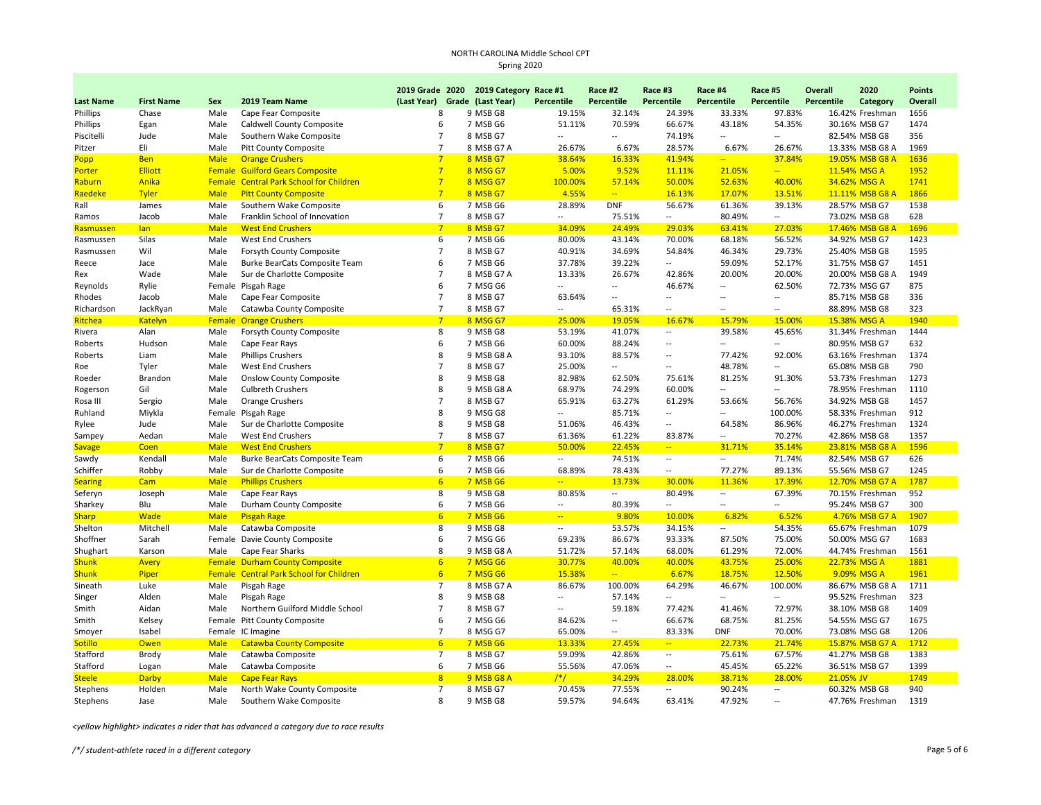NORTH CAROLINA Middle School CPT
Spring 2020

| Last Name | First Name | Sex | 2019 Team Name | 2019 Grade (Last Year) | 2020 Grade | 2019 Category (Last Year) | Race #1 Percentile | Race #2 Percentile | Race #3 Percentile | Race #4 Percentile | Race #5 Percentile | Overall Percentile | 2020 Category | Points Overall |
|---|---|---|---|---|---|---|---|---|---|---|---|---|---|---|
| Phillips | Chase | Male | Cape Fear Composite | 8 | 9 | MSB G8 | 19.15% | 32.14% | 24.39% | 33.33% | 97.83% | 16.42% | Freshman | 1656 |
| Phillips | Egan | Male | Caldwell County Composite | 6 | 7 | MSB G6 | 51.11% | 70.59% | 66.67% | 43.18% | 54.35% | 30.16% | MSB G7 | 1474 |
| Piscitelli | Jude | Male | Southern Wake Composite | 7 | 8 | MSB G7 | -- | -- | 74.19% | -- | -- | 82.54% | MSB G8 | 356 |
| Pitzer | Eli | Male | Pitt County Composite | 7 | 8 | MSB G7 A | 26.67% | 6.67% | 28.57% | 6.67% | 26.67% | 13.33% | MSB G8 A | 1969 |
| Popp | Ben | Male | Orange Crushers | 7 | 8 | MSB G7 | 38.64% | 16.33% | 41.94% | -- | 37.84% | 19.05% | MSB G8 A | 1636 |
| Porter | Elliott | Female | Guilford Gears Composite | 7 | 8 | MSG G7 | 5.00% | 9.52% | 11.11% | 21.05% | -- | 11.54% | MSG A | 1952 |
| Raburn | Anika | Female | Central Park School for Children | 7 | 8 | MSG G7 | 100.00% | 57.14% | 50.00% | 52.63% | 40.00% | 34.62% | MSG A | 1741 |
| Raedeke | Tyler | Male | Pitt County Composite | 7 | 8 | MSB G7 | 4.55% | -- | 16.13% | 17.07% | 13.51% | 11.11% | MSB G8 A | 1866 |
| Rall | James | Male | Southern Wake Composite | 6 | 7 | MSB G6 | 28.89% | DNF | 56.67% | 61.36% | 39.13% | 28.57% | MSB G7 | 1538 |
| Ramos | Jacob | Male | Franklin School of Innovation | 7 | 8 | MSB G7 | -- | 75.51% | -- | 80.49% | -- | 73.02% | MSB G8 | 628 |
| Rasmussen | Ian | Male | West End Crushers | 7 | 8 | MSB G7 | 34.09% | 24.49% | 29.03% | 63.41% | 27.03% | 17.46% | MSB G8 A | 1696 |
| Rasmussen | Silas | Male | West End Crushers | 6 | 7 | MSB G6 | 80.00% | 43.14% | 70.00% | 68.18% | 56.52% | 34.92% | MSB G7 | 1423 |
| Rasmussen | Wil | Male | Forsyth County Composite | 7 | 8 | MSB G7 | 40.91% | 34.69% | 54.84% | 46.34% | 29.73% | 25.40% | MSB G8 | 1595 |
| Reece | Jace | Male | Burke BearCats Composite Team | 6 | 7 | MSB G6 | 37.78% | 39.22% | -- | 59.09% | 52.17% | 31.75% | MSB G7 | 1451 |
| Rex | Wade | Male | Sur de Charlotte Composite | 7 | 8 | MSB G7 A | 13.33% | 26.67% | 42.86% | 20.00% | 20.00% | 20.00% | MSB G8 A | 1949 |
| Reynolds | Rylie | Female | Pisgah Rage | 6 | 7 | MSG G6 | -- | -- | 46.67% | -- | 62.50% | 72.73% | MSG G7 | 875 |
| Rhodes | Jacob | Male | Cape Fear Composite | 7 | 8 | MSB G7 | 63.64% | -- | -- | -- | -- | 85.71% | MSB G8 | 336 |
| Richardson | JackRyan | Male | Catawba County Composite | 7 | 8 | MSB G7 | -- | 65.31% | -- | -- | -- | 88.89% | MSB G8 | 323 |
| Ritchea | Katelyn | Female | Orange Crushers | 7 | 8 | MSG G7 | 25.00% | 19.05% | 16.67% | 15.79% | 15.00% | 15.38% | MSG A | 1940 |
| Rivera | Alan | Male | Forsyth County Composite | 8 | 9 | MSB G8 | 53.19% | 41.07% | -- | 39.58% | 45.65% | 31.34% | Freshman | 1444 |
| Roberts | Hudson | Male | Cape Fear Rays | 6 | 7 | MSB G6 | 60.00% | 88.24% | -- | -- | -- | 80.95% | MSB G7 | 632 |
| Roberts | Liam | Male | Phillips Crushers | 8 | 9 | MSB G8 A | 93.10% | 88.57% | -- | 77.42% | 92.00% | 63.16% | Freshman | 1374 |
| Roe | Tyler | Male | West End Crushers | 7 | 8 | MSB G7 | 25.00% | -- | -- | 48.78% | -- | 65.08% | MSB G8 | 790 |
| Roeder | Brandon | Male | Onslow County Composite | 8 | 9 | MSB G8 | 82.98% | 62.50% | 75.61% | 81.25% | 91.30% | 53.73% | Freshman | 1273 |
| Rogerson | Gil | Male | Culbreth Crushers | 8 | 9 | MSB G8 A | 68.97% | 74.29% | 60.00% | -- | -- | 78.95% | Freshman | 1110 |
| Rosa III | Sergio | Male | Orange Crushers | 7 | 8 | MSB G7 | 65.91% | 63.27% | 61.29% | 53.66% | 56.76% | 34.92% | MSB G8 | 1457 |
| Ruhland | Miykla | Female | Pisgah Rage | 8 | 9 | MSG G8 | -- | 85.71% | -- | -- | 100.00% | 58.33% | Freshman | 912 |
| Rylee | Jude | Male | Sur de Charlotte Composite | 8 | 9 | MSB G8 | 51.06% | 46.43% | -- | 64.58% | 86.96% | 46.27% | Freshman | 1324 |
| Sampey | Aedan | Male | West End Crushers | 7 | 8 | MSB G7 | 61.36% | 61.22% | 83.87% | -- | 70.27% | 42.86% | MSB G8 | 1357 |
| Savage | Coen | Male | West End Crushers | 7 | 8 | MSB G7 | 50.00% | 22.45% | -- | 31.71% | 35.14% | 23.81% | MSB G8 A | 1596 |
| Sawdy | Kendall | Male | Burke BearCats Composite Team | 6 | 7 | MSB G6 | -- | 74.51% | -- | -- | 71.74% | 82.54% | MSB G7 | 626 |
| Schiffer | Robby | Male | Sur de Charlotte Composite | 6 | 7 | MSB G6 | 68.89% | 78.43% | -- | 77.27% | 89.13% | 55.56% | MSB G7 | 1245 |
| Searing | Cam | Male | Phillips Crushers | 6 | 7 | MSB G6 | -- | 13.73% | 30.00% | 11.36% | 17.39% | 12.70% | MSB G7 A | 1787 |
| Seferyn | Joseph | Male | Cape Fear Rays | 8 | 9 | MSB G8 | 80.85% | -- | 80.49% | -- | 67.39% | 70.15% | Freshman | 952 |
| Sharkey | Blu | Male | Durham County Composite | 6 | 7 | MSB G6 | -- | 80.39% | -- | -- | -- | 95.24% | MSB G7 | 300 |
| Sharp | Wade | Male | Pisgah Rage | 6 | 7 | MSB G6 | -- | 9.80% | 10.00% | 6.82% | 6.52% | 4.76% | MSB G7 A | 1907 |
| Shelton | Mitchell | Male | Catawba Composite | 8 | 9 | MSB G8 | -- | 53.57% | 34.15% | -- | 54.35% | 65.67% | Freshman | 1079 |
| Shoffner | Sarah | Female | Davie County Composite | 6 | 7 | MSG G6 | 69.23% | 86.67% | 93.33% | 87.50% | 75.00% | 50.00% | MSG G7 | 1683 |
| Shughart | Karson | Male | Cape Fear Sharks | 8 | 9 | MSB G8 A | 51.72% | 57.14% | 68.00% | 61.29% | 72.00% | 44.74% | Freshman | 1561 |
| Shunk | Avery | Female | Durham County Composite | 6 | 7 | MSG G6 | 30.77% | 40.00% | 40.00% | 43.75% | 25.00% | 22.73% | MSG A | 1881 |
| Shunk | Piper | Female | Central Park School for Children | 6 | 7 | MSG G6 | 15.38% | -- | 6.67% | 18.75% | 12.50% | 9.09% | MSG A | 1961 |
| Sineath | Luke | Male | Pisgah Rage | 7 | 8 | MSB G7 A | 86.67% | 100.00% | 64.29% | 46.67% | 100.00% | 86.67% | MSB G8 A | 1711 |
| Singer | Alden | Male | Pisgah Rage | 8 | 9 | MSB G8 | -- | 57.14% | -- | -- | -- | 95.52% | Freshman | 323 |
| Smith | Aidan | Male | Northern Guilford Middle School | 7 | 8 | MSB G7 | -- | 59.18% | 77.42% | 41.46% | 72.97% | 38.10% | MSB G8 | 1409 |
| Smith | Kelsey | Female | Pitt County Composite | 6 | 7 | MSG G6 | 84.62% | -- | 66.67% | 68.75% | 81.25% | 54.55% | MSG G7 | 1675 |
| Smoyer | Isabel | Female | IC Imagine | 7 | 8 | MSG G7 | 65.00% | -- | 83.33% | DNF | 70.00% | 73.08% | MSG G8 | 1206 |
| Sotillo | Owen | Male | Catawba County Composite | 6 | 7 | MSB G6 | 13.33% | 27.45% | -- | 22.73% | 21.74% | 15.87% | MSB G7 A | 1712 |
| Stafford | Brody | Male | Catawba Composite | 7 | 8 | MSB G7 | 59.09% | 42.86% | -- | 75.61% | 67.57% | 41.27% | MSB G8 | 1383 |
| Stafford | Logan | Male | Catawba Composite | 6 | 7 | MSB G6 | 55.56% | 47.06% | -- | 45.45% | 65.22% | 36.51% | MSB G7 | 1399 |
| Steele | Darby | Male | Cape Fear Rays | 8 | 9 | MSB G8 A | /*/ | 34.29% | 28.00% | 38.71% | 28.00% | 21.05% | JV | 1749 |
| Stephens | Holden | Male | North Wake County Composite | 7 | 8 | MSB G7 | 70.45% | 77.55% | -- | 90.24% | -- | 60.32% | MSB G8 | 940 |
| Stephens | Jase | Male | Southern Wake Composite | 8 | 9 | MSB G8 | 59.57% | 94.64% | 63.41% | 47.92% | -- | 47.76% | Freshman | 1319 |

*<yellow highlight> indicates a rider that has advanced a category due to race results*

*/*/ student-athlete raced in a different category*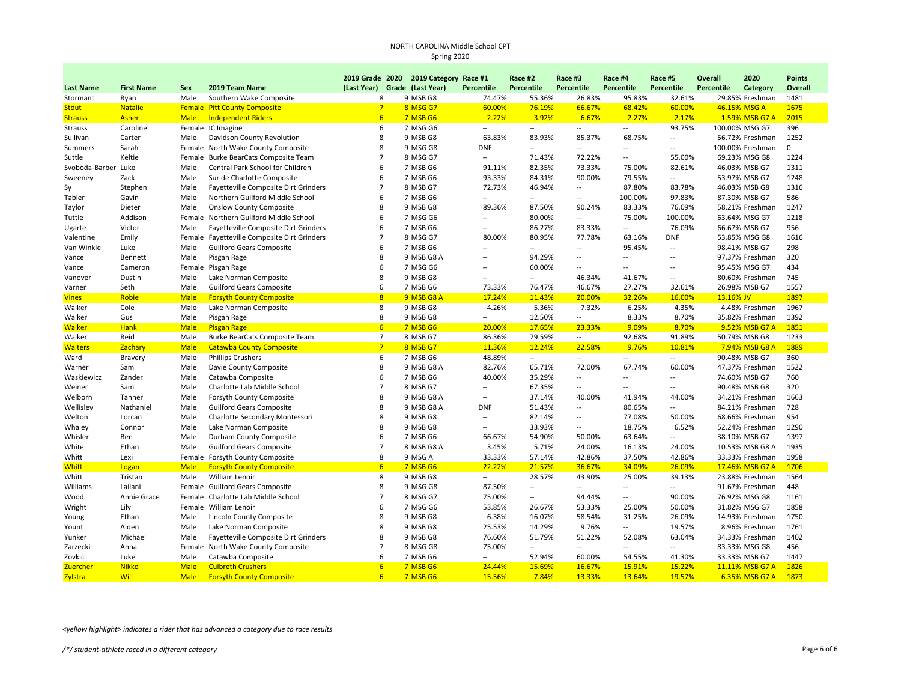NORTH CAROLINA Middle School CPT

Spring 2020

| Last Name | First Name | Sex | 2019 Team Name | 2019 Grade (Last Year) | 2020 Grade | 2019 Category (Last Year) | Race #1 Percentile | Race #2 Percentile | Race #3 Percentile | Race #4 Percentile | Race #5 Percentile | Overall Percentile | 2020 Category | Points Overall |
|---|---|---|---|---|---|---|---|---|---|---|---|---|---|---|
| Stormant | Ryan | Male | Southern Wake Composite | 8 | 9 | MSB G8 | 74.47% | 55.36% | 26.83% | 95.83% | 32.61% | 29.85% | Freshman | 1481 |
| Stout | Natalie | Female | Pitt County Composite | 7 | 8 | MSG G7 | 60.00% | 76.19% | 66.67% | 68.42% | 60.00% | 46.15% | MSG A | 1675 |
| Strauss | Asher | Male | Independent Riders | 6 | 7 | MSB G6 | 2.22% | 3.92% | 6.67% | 2.27% | 2.17% | 1.59% | MSB G7 A | 2015 |
| Strauss | Caroline | Female | IC Imagine | 6 | 7 | MSG G6 | -- | -- | -- | -- | 93.75% | 100.00% | MSG G7 | 396 |
| Sullivan | Carter | Male | Davidson County Revolution | 8 | 9 | MSB G8 | 63.83% | 83.93% | 85.37% | 68.75% | -- | 56.72% | Freshman | 1252 |
| Summers | Sarah | Female | North Wake County Composite | 8 | 9 | MSG G8 | DNF | -- | -- | -- | -- | 100.00% | Freshman | 0 |
| Suttle | Keltie | Female | Burke BearCats Composite Team | 7 | 8 | MSG G7 | -- | 71.43% | 72.22% | -- | 55.00% | 69.23% | MSG G8 | 1224 |
| Svoboda-Barber | Luke | Male | Central Park School for Children | 6 | 7 | MSB G6 | 91.11% | 82.35% | 73.33% | 75.00% | 82.61% | 46.03% | MSB G7 | 1311 |
| Sweeney | Zack | Male | Sur de Charlotte Composite | 6 | 7 | MSB G6 | 93.33% | 84.31% | 90.00% | 79.55% | -- | 53.97% | MSB G7 | 1248 |
| Sy | Stephen | Male | Fayetteville Composite Dirt Grinders | 7 | 8 | MSB G7 | 72.73% | 46.94% | -- | 87.80% | 83.78% | 46.03% | MSB G8 | 1316 |
| Tabler | Gavin | Male | Northern Guilford Middle School | 6 | 7 | MSB G6 | -- | -- | -- | 100.00% | 97.83% | 87.30% | MSB G7 | 586 |
| Taylor | Dieter | Male | Onslow County Composite | 8 | 9 | MSB G8 | 89.36% | 87.50% | 90.24% | 83.33% | 76.09% | 58.21% | Freshman | 1247 |
| Tuttle | Addison | Female | Northern Guilford Middle School | 6 | 7 | MSG G6 | -- | 80.00% | -- | 75.00% | 100.00% | 63.64% | MSG G7 | 1218 |
| Ugarte | Victor | Male | Fayetteville Composite Dirt Grinders | 6 | 7 | MSB G6 | -- | 86.27% | 83.33% | -- | 76.09% | 66.67% | MSB G7 | 956 |
| Valentine | Emily | Female | Fayetteville Composite Dirt Grinders | 7 | 8 | MSG G7 | 80.00% | 80.95% | 77.78% | 63.16% | DNF | 53.85% | MSG G8 | 1616 |
| Van Winkle | Luke | Male | Guilford Gears Composite | 6 | 7 | MSB G6 | -- | -- | -- | 95.45% | -- | 98.41% | MSB G7 | 298 |
| Vance | Bennett | Male | Pisgah Rage | 8 | 9 | MSB G8 A | -- | 94.29% | -- | -- | -- | 97.37% | Freshman | 320 |
| Vance | Cameron | Female | Pisgah Rage | 6 | 7 | MSG G6 | -- | 60.00% | -- | -- | -- | 95.45% | MSG G7 | 434 |
| Vanover | Dustin | Male | Lake Norman Composite | 8 | 9 | MSB G8 | -- | -- | 46.34% | 41.67% | -- | 80.60% | Freshman | 745 |
| Varner | Seth | Male | Guilford Gears Composite | 6 | 7 | MSB G6 | 73.33% | 76.47% | 46.67% | 27.27% | 32.61% | 26.98% | MSB G7 | 1557 |
| Vines | Robie | Male | Forsyth County Composite | 8 | 9 | MSB G8 A | 17.24% | 11.43% | 20.00% | 32.26% | 16.00% | 13.16% | JV | 1897 |
| Walker | Cole | Male | Lake Norman Composite | 8 | 9 | MSB G8 | 4.26% | 5.36% | 7.32% | 6.25% | 4.35% | 4.48% | Freshman | 1967 |
| Walker | Gus | Male | Pisgah Rage | 8 | 9 | MSB G8 | -- | 12.50% | -- | 8.33% | 8.70% | 35.82% | Freshman | 1392 |
| Walker | Hank | Male | Pisgah Rage | 6 | 7 | MSB G6 | 20.00% | 17.65% | 23.33% | 9.09% | 8.70% | 9.52% | MSB G7 A | 1851 |
| Walker | Reid | Male | Burke BearCats Composite Team | 7 | 8 | MSB G7 | 86.36% | 79.59% | -- | 92.68% | 91.89% | 50.79% | MSB G8 | 1233 |
| Walters | Zachary | Male | Catawba County Composite | 7 | 8 | MSB G7 | 11.36% | 12.24% | 22.58% | 9.76% | 10.81% | 7.94% | MSB G8 A | 1889 |
| Ward | Bravery | Male | Phillips Crushers | 6 | 7 | MSB G6 | 48.89% | -- | -- | -- | -- | 90.48% | MSB G7 | 360 |
| Warner | Sam | Male | Davie County Composite | 8 | 9 | MSB G8 A | 82.76% | 65.71% | 72.00% | 67.74% | 60.00% | 47.37% | Freshman | 1522 |
| Waskiewicz | Zander | Male | Catawba Composite | 6 | 7 | MSB G6 | 40.00% | 35.29% | -- | -- | -- | 74.60% | MSB G7 | 760 |
| Weiner | Sam | Male | Charlotte Lab Middle School | 7 | 8 | MSB G7 | -- | 67.35% | -- | -- | -- | 90.48% | MSB G8 | 320 |
| Welborn | Tanner | Male | Forsyth County Composite | 8 | 9 | MSB G8 A | -- | 37.14% | 40.00% | 41.94% | 44.00% | 34.21% | Freshman | 1663 |
| Wellisley | Nathaniel | Male | Guilford Gears Composite | 8 | 9 | MSB G8 A | DNF | 51.43% | -- | 80.65% | -- | 84.21% | Freshman | 728 |
| Welton | Lorcan | Male | Charlotte Secondary Montessori | 8 | 9 | MSB G8 | -- | 82.14% | -- | 77.08% | 50.00% | 68.66% | Freshman | 954 |
| Whaley | Connor | Male | Lake Norman Composite | 8 | 9 | MSB G8 | -- | 33.93% | -- | 18.75% | 6.52% | 52.24% | Freshman | 1290 |
| Whisler | Ben | Male | Durham County Composite | 6 | 7 | MSB G6 | 66.67% | 54.90% | 50.00% | 63.64% | -- | 38.10% | MSB G7 | 1397 |
| White | Ethan | Male | Guilford Gears Composite | 7 | 8 | MSB G8 A | 3.45% | 5.71% | 24.00% | 16.13% | 24.00% | 10.53% | MSB G8 A | 1935 |
| Whitt | Lexi | Female | Forsyth County Composite | 8 | 9 | MSG A | 33.33% | 57.14% | 42.86% | 37.50% | 42.86% | 33.33% | Freshman | 1958 |
| Whitt | Logan | Male | Forsyth County Composite | 6 | 7 | MSB G6 | 22.22% | 21.57% | 36.67% | 34.09% | 26.09% | 17.46% | MSB G7 A | 1706 |
| Whitt | Tristan | Male | William Lenoir | 8 | 9 | MSB G8 | -- | 28.57% | 43.90% | 25.00% | 39.13% | 23.88% | Freshman | 1564 |
| Williams | Lailani | Female | Guilford Gears Composite | 8 | 9 | MSG G8 | 87.50% | -- | -- | -- | -- | 91.67% | Freshman | 448 |
| Wood | Annie Grace | Female | Charlotte Lab Middle School | 7 | 8 | MSG G7 | 75.00% | -- | 94.44% | -- | 90.00% | 76.92% | MSG G8 | 1161 |
| Wright | Lily | Female | William Lenoir | 6 | 7 | MSG G6 | 53.85% | 26.67% | 53.33% | 25.00% | 50.00% | 31.82% | MSG G7 | 1858 |
| Young | Ethan | Male | Lincoln County Composite | 8 | 9 | MSB G8 | 6.38% | 16.07% | 58.54% | 31.25% | 26.09% | 14.93% | Freshman | 1750 |
| Yount | Aiden | Male | Lake Norman Composite | 8 | 9 | MSB G8 | 25.53% | 14.29% | 9.76% | -- | 19.57% | 8.96% | Freshman | 1761 |
| Yunker | Michael | Male | Fayetteville Composite Dirt Grinders | 8 | 9 | MSB G8 | 76.60% | 51.79% | 51.22% | 52.08% | 63.04% | 34.33% | Freshman | 1402 |
| Zarzecki | Anna | Female | North Wake County Composite | 7 | 8 | MSG G8 | 75.00% | -- | -- | -- | -- | 83.33% | MSG G8 | 456 |
| Zovkic | Luke | Male | Catawba Composite | 6 | 7 | MSB G6 | -- | 52.94% | 60.00% | 54.55% | 41.30% | 33.33% | MSB G7 | 1447 |
| Zuercher | Nikko | Male | Culbreth Crushers | 6 | 7 | MSB G6 | 24.44% | 15.69% | 16.67% | 15.91% | 15.22% | 11.11% | MSB G7 A | 1826 |
| Zylstra | Will | Male | Forsyth County Composite | 6 | 7 | MSB G6 | 15.56% | 7.84% | 13.33% | 13.64% | 19.57% | 6.35% | MSB G7 A | 1873 |

*<yellow highlight> indicates a rider that has advanced a category due to race results*

*/*/ student-athlete raced in a different category*